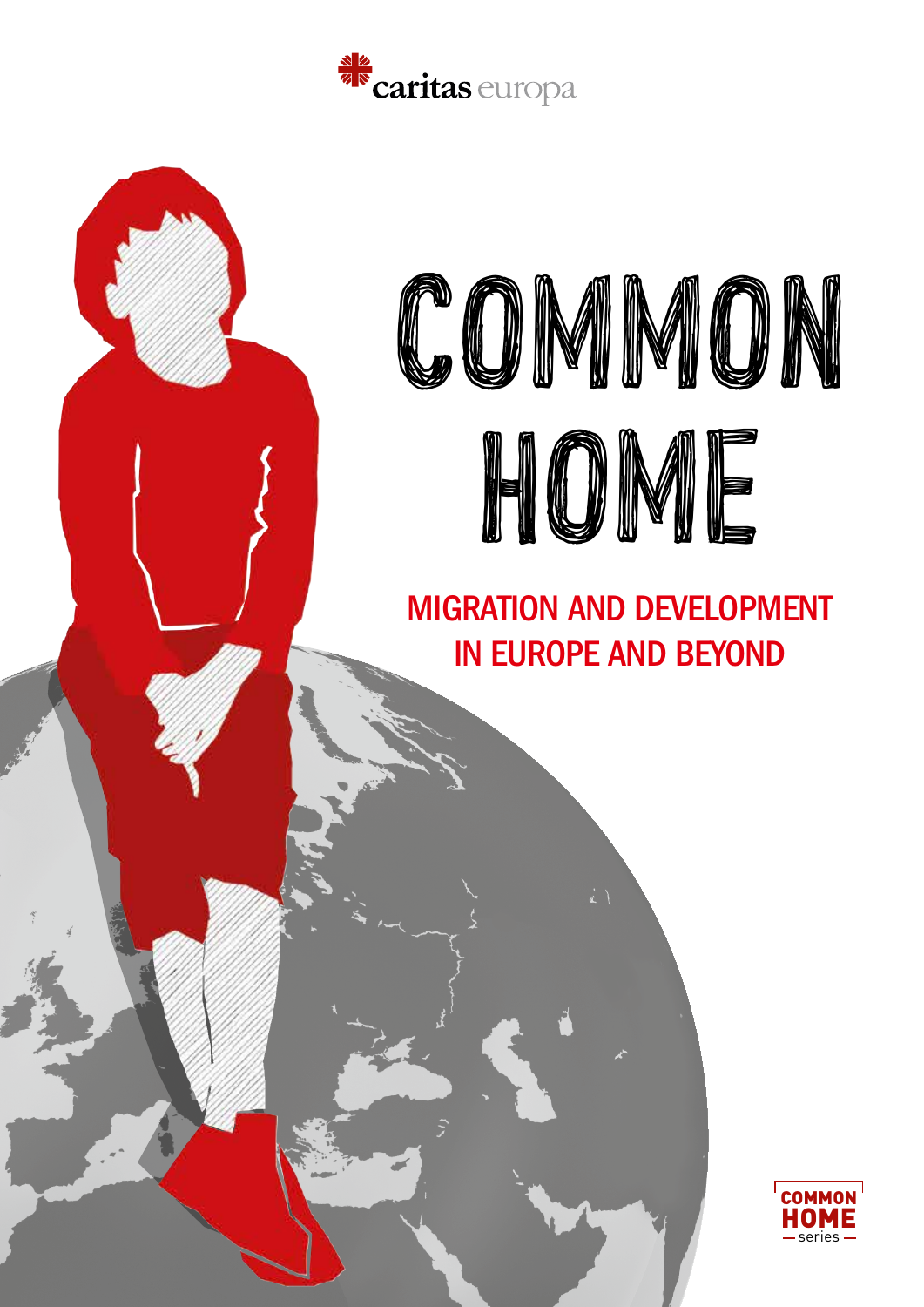caritas europa

# COMMON HOME

## MIGRATION AND DEVELOPMENT IN EUROPE AND BEYOND

COMMON HOME
— series —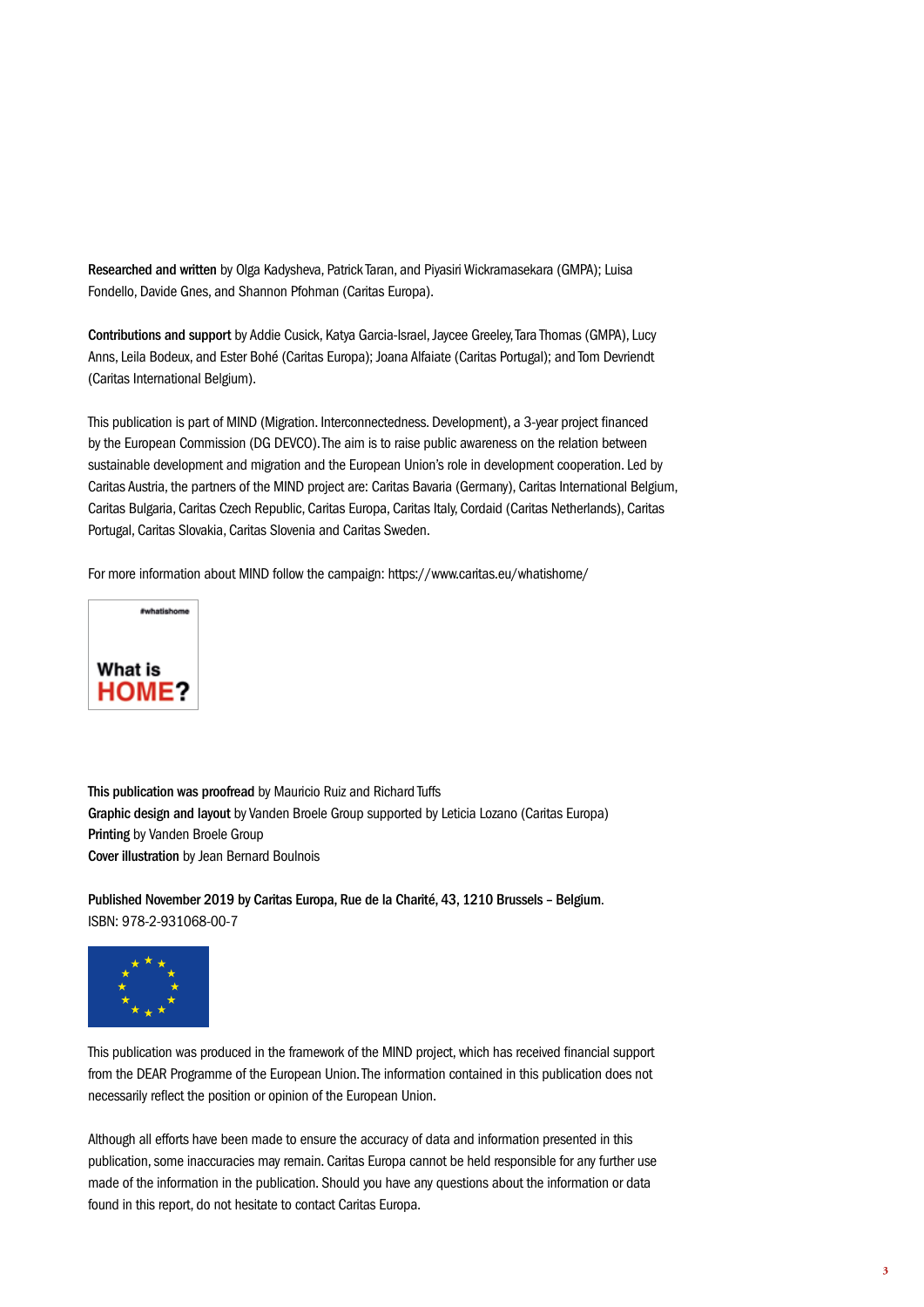**Researched and written** by Olga Kadysheva, Patrick Taran, and Piyasiri Wickramasekara (GMPA); Luisa Fondello, Davide Gnes, and Shannon Pfohman (Caritas Europa).

**Contributions and support** by Addie Cusick, Katya Garcia-Israel, Jaycee Greeley, Tara Thomas (GMPA), Lucy Anns, Leila Bodeux, and Ester Bohé (Caritas Europa); Joana Alfaiate (Caritas Portugal); and Tom Devriendt (Caritas International Belgium).

This publication is part of MIND (Migration. Interconnectedness. Development), a 3-year project financed by the European Commission (DG DEVCO). The aim is to raise public awareness on the relation between sustainable development and migration and the European Union's role in development cooperation. Led by Caritas Austria, the partners of the MIND project are: Caritas Bavaria (Germany), Caritas International Belgium, Caritas Bulgaria, Caritas Czech Republic, Caritas Europa, Caritas Italy, Cordaid (Caritas Netherlands), Caritas Portugal, Caritas Slovakia, Caritas Slovenia and Caritas Sweden.

For more information about MIND follow the campaign: https://www.caritas.eu/whatishome/

#whatishome

What is HOME?

**This publication was proofread** by Mauricio Ruiz and Richard Tuffs
**Graphic design and layout** by Vanden Broele Group supported by Leticia Lozano (Caritas Europa)
**Printing** by Vanden Broele Group
**Cover illustration** by Jean Bernard Boulnois

**Published November 2019 by Caritas Europa, Rue de la Charité, 43, 1210 Brussels – Belgium.**
ISBN: 978-2-931068-00-7

This publication was produced in the framework of the MIND project, which has received financial support from the DEAR Programme of the European Union. The information contained in this publication does not necessarily reflect the position or opinion of the European Union.

Although all efforts have been made to ensure the accuracy of data and information presented in this publication, some inaccuracies may remain. Caritas Europa cannot be held responsible for any further use made of the information in the publication. Should you have any questions about the information or data found in this report, do not hesitate to contact Caritas Europa.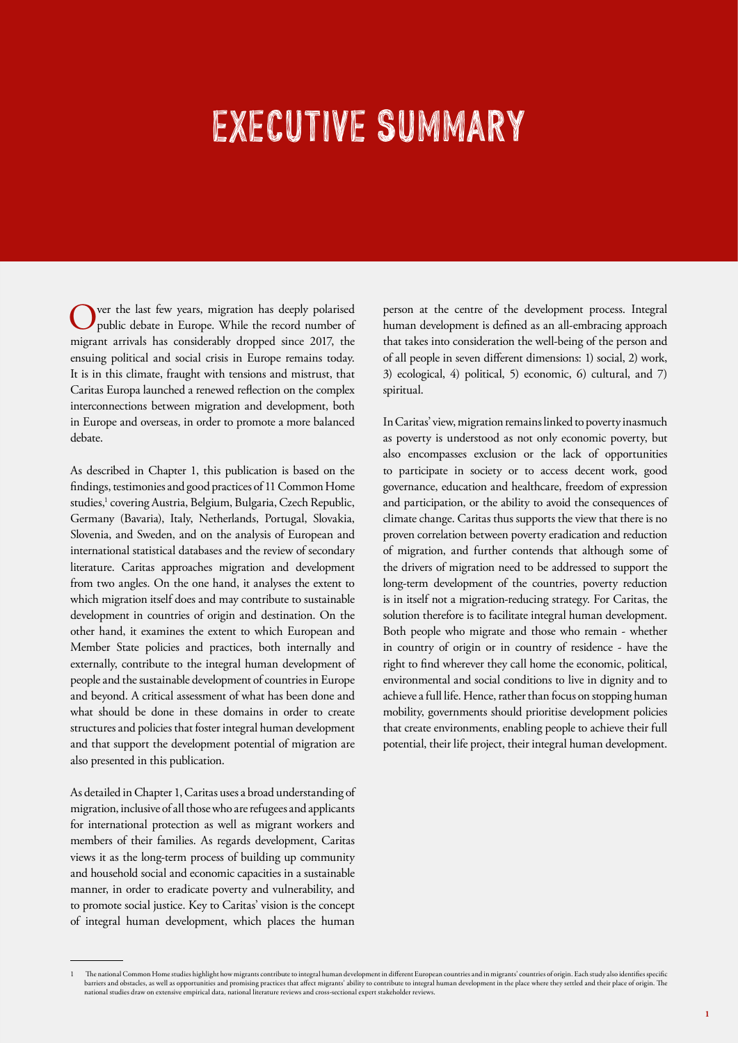# EXECUTIVE SUMMARY

Over the last few years, migration has deeply polarised public debate in Europe. While the record number of migrant arrivals has considerably dropped since 2017, the ensuing political and social crisis in Europe remains today. It is in this climate, fraught with tensions and mistrust, that Caritas Europa launched a renewed reflection on the complex interconnections between migration and development, both in Europe and overseas, in order to promote a more balanced debate.

As described in Chapter 1, this publication is based on the findings, testimonies and good practices of 11 Common Home studies,[1] covering Austria, Belgium, Bulgaria, Czech Republic, Germany (Bavaria), Italy, Netherlands, Portugal, Slovakia, Slovenia, and Sweden, and on the analysis of European and international statistical databases and the review of secondary literature. Caritas approaches migration and development from two angles. On the one hand, it analyses the extent to which migration itself does and may contribute to sustainable development in countries of origin and destination. On the other hand, it examines the extent to which European and Member State policies and practices, both internally and externally, contribute to the integral human development of people and the sustainable development of countries in Europe and beyond. A critical assessment of what has been done and what should be done in these domains in order to create structures and policies that foster integral human development and that support the development potential of migration are also presented in this publication.

As detailed in Chapter 1, Caritas uses a broad understanding of migration, inclusive of all those who are refugees and applicants for international protection as well as migrant workers and members of their families. As regards development, Caritas views it as the long-term process of building up community and household social and economic capacities in a sustainable manner, in order to eradicate poverty and vulnerability, and to promote social justice. Key to Caritas' vision is the concept of integral human development, which places the human person at the centre of the development process. Integral human development is defined as an all-embracing approach that takes into consideration the well-being of the person and of all people in seven different dimensions: 1) social, 2) work, 3) ecological, 4) political, 5) economic, 6) cultural, and 7) spiritual.

In Caritas' view, migration remains linked to poverty inasmuch as poverty is understood as not only economic poverty, but also encompasses exclusion or the lack of opportunities to participate in society or to access decent work, good governance, education and healthcare, freedom of expression and participation, or the ability to avoid the consequences of climate change. Caritas thus supports the view that there is no proven correlation between poverty eradication and reduction of migration, and further contends that although some of the drivers of migration need to be addressed to support the long-term development of the countries, poverty reduction is in itself not a migration-reducing strategy. For Caritas, the solution therefore is to facilitate integral human development. Both people who migrate and those who remain - whether in country of origin or in country of residence - have the right to find wherever they call home the economic, political, environmental and social conditions to live in dignity and to achieve a full life. Hence, rather than focus on stopping human mobility, governments should prioritise development policies that create environments, enabling people to achieve their full potential, their life project, their integral human development.

---

[1] The national Common Home studies highlight how migrants contribute to integral human development in different European countries and in migrants' countries of origin. Each study also identifies specific barriers and obstacles, as well as opportunities and promising practices that affect migrants' ability to contribute to integral human development in the place where they settled and their place of origin. The national studies draw on extensive empirical data, national literature reviews and cross-sectional expert stakeholder reviews.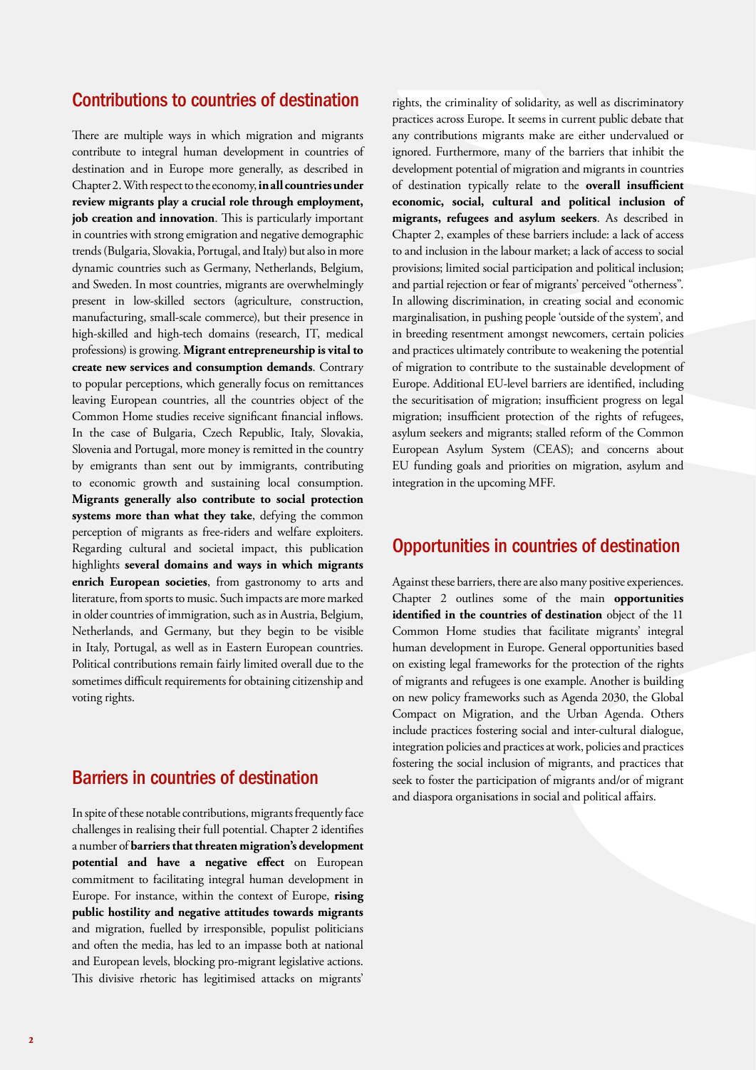## Contributions to countries of destination

There are multiple ways in which migration and migrants contribute to integral human development in countries of destination and in Europe more generally, as described in Chapter 2. With respect to the economy, **in all countries under review migrants play a crucial role through employment, job creation and innovation**. This is particularly important in countries with strong emigration and negative demographic trends (Bulgaria, Slovakia, Portugal, and Italy) but also in more dynamic countries such as Germany, Netherlands, Belgium, and Sweden. In most countries, migrants are overwhelmingly present in low-skilled sectors (agriculture, construction, manufacturing, small-scale commerce), but their presence in high-skilled and high-tech domains (research, IT, medical professions) is growing. **Migrant entrepreneurship is vital to create new services and consumption demands**. Contrary to popular perceptions, which generally focus on remittances leaving European countries, all the countries object of the Common Home studies receive significant financial inflows. In the case of Bulgaria, Czech Republic, Italy, Slovakia, Slovenia and Portugal, more money is remitted in the country by emigrants than sent out by immigrants, contributing to economic growth and sustaining local consumption. **Migrants generally also contribute to social protection systems more than what they take**, defying the common perception of migrants as free-riders and welfare exploiters. Regarding cultural and societal impact, this publication highlights **several domains and ways in which migrants enrich European societies**, from gastronomy to arts and literature, from sports to music. Such impacts are more marked in older countries of immigration, such as in Austria, Belgium, Netherlands, and Germany, but they begin to be visible in Italy, Portugal, as well as in Eastern European countries. Political contributions remain fairly limited overall due to the sometimes difficult requirements for obtaining citizenship and voting rights.

## Barriers in countries of destination

In spite of these notable contributions, migrants frequently face challenges in realising their full potential. Chapter 2 identifies a number of **barriers that threaten migration's development potential and have a negative effect** on European commitment to facilitating integral human development in Europe. For instance, within the context of Europe, **rising public hostility and negative attitudes towards migrants** and migration, fuelled by irresponsible, populist politicians and often the media, has led to an impasse both at national and European levels, blocking pro-migrant legislative actions. This divisive rhetoric has legitimised attacks on migrants' rights, the criminality of solidarity, as well as discriminatory practices across Europe. It seems in current public debate that any contributions migrants make are either undervalued or ignored. Furthermore, many of the barriers that inhibit the development potential of migration and migrants in countries of destination typically relate to the **overall insufficient economic, social, cultural and political inclusion of migrants, refugees and asylum seekers**. As described in Chapter 2, examples of these barriers include: a lack of access to and inclusion in the labour market; a lack of access to social provisions; limited social participation and political inclusion; and partial rejection or fear of migrants' perceived "otherness". In allowing discrimination, in creating social and economic marginalisation, in pushing people 'outside of the system', and in breeding resentment amongst newcomers, certain policies and practices ultimately contribute to weakening the potential of migration to contribute to the sustainable development of Europe. Additional EU-level barriers are identified, including the securitisation of migration; insufficient progress on legal migration; insufficient protection of the rights of refugees, asylum seekers and migrants; stalled reform of the Common European Asylum System (CEAS); and concerns about EU funding goals and priorities on migration, asylum and integration in the upcoming MFF.

## Opportunities in countries of destination

Against these barriers, there are also many positive experiences. Chapter 2 outlines some of the main **opportunities identified in the countries of destination** object of the 11 Common Home studies that facilitate migrants' integral human development in Europe. General opportunities based on existing legal frameworks for the protection of the rights of migrants and refugees is one example. Another is building on new policy frameworks such as Agenda 2030, the Global Compact on Migration, and the Urban Agenda. Others include practices fostering social and inter-cultural dialogue, integration policies and practices at work, policies and practices fostering the social inclusion of migrants, and practices that seek to foster the participation of migrants and/or of migrant and diaspora organisations in social and political affairs.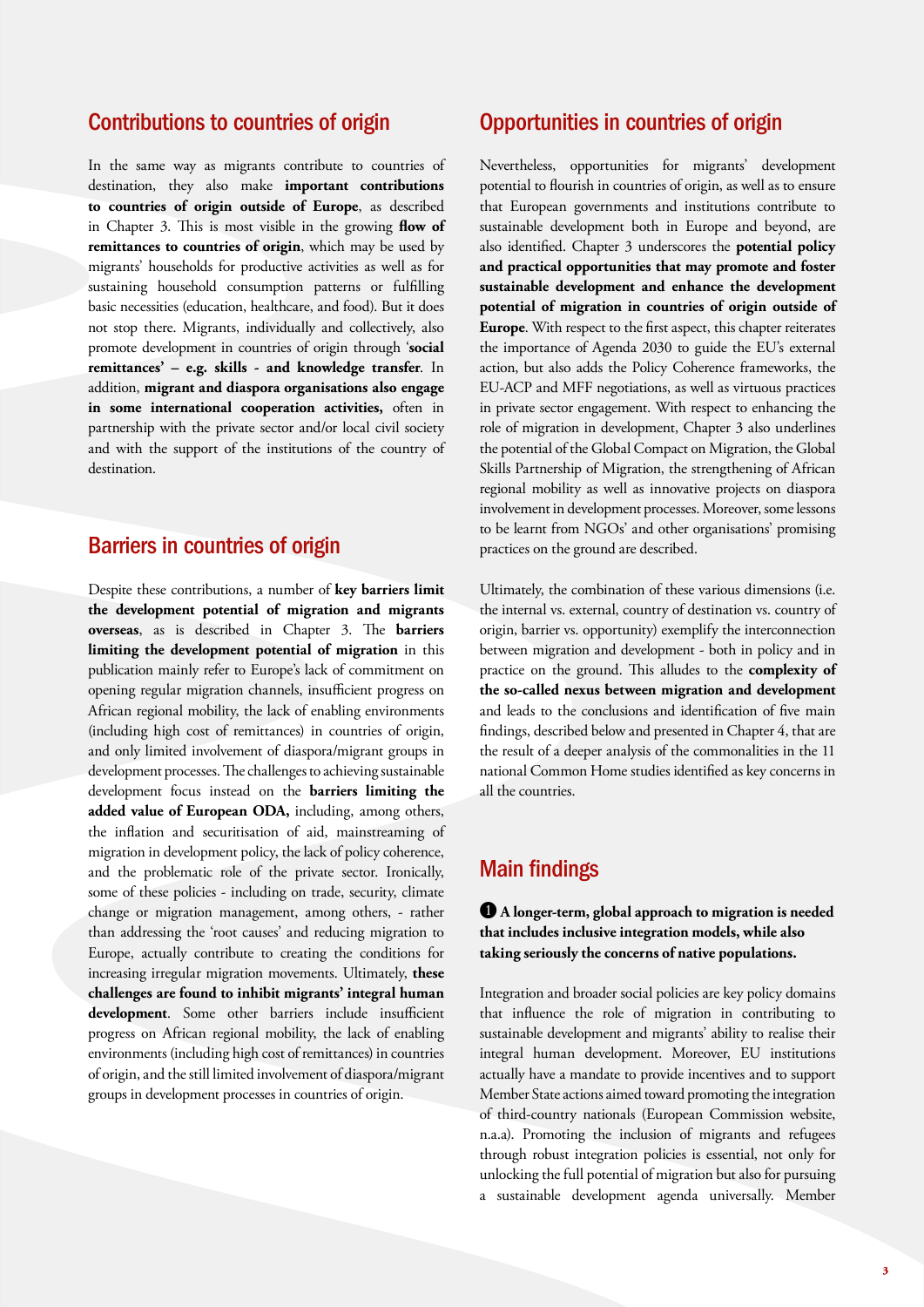## Contributions to countries of origin

In the same way as migrants contribute to countries of destination, they also make **important contributions to countries of origin outside of Europe**, as described in Chapter 3. This is most visible in the growing **flow of remittances to countries of origin**, which may be used by migrants' households for productive activities as well as for sustaining household consumption patterns or fulfilling basic necessities (education, healthcare, and food). But it does not stop there. Migrants, individually and collectively, also promote development in countries of origin through '**social remittances' – e.g. skills - and knowledge transfer**. In addition, **migrant and diaspora organisations also engage in some international cooperation activities,** often in partnership with the private sector and/or local civil society and with the support of the institutions of the country of destination.

## Barriers in countries of origin

Despite these contributions, a number of **key barriers limit the development potential of migration and migrants overseas**, as is described in Chapter 3. The **barriers limiting the development potential of migration** in this publication mainly refer to Europe's lack of commitment on opening regular migration channels, insufficient progress on African regional mobility, the lack of enabling environments (including high cost of remittances) in countries of origin, and only limited involvement of diaspora/migrant groups in development processes. The challenges to achieving sustainable development focus instead on the **barriers limiting the added value of European ODA,** including, among others, the inflation and securitisation of aid, mainstreaming of migration in development policy, the lack of policy coherence, and the problematic role of the private sector. Ironically, some of these policies - including on trade, security, climate change or migration management, among others, - rather than addressing the 'root causes' and reducing migration to Europe, actually contribute to creating the conditions for increasing irregular migration movements. Ultimately, **these challenges are found to inhibit migrants' integral human development**. Some other barriers include insufficient progress on African regional mobility, the lack of enabling environments (including high cost of remittances) in countries of origin, and the still limited involvement of diaspora/migrant groups in development processes in countries of origin.

## Opportunities in countries of origin

Nevertheless, opportunities for migrants' development potential to flourish in countries of origin, as well as to ensure that European governments and institutions contribute to sustainable development both in Europe and beyond, are also identified. Chapter 3 underscores the **potential policy and practical opportunities that may promote and foster sustainable development and enhance the development potential of migration in countries of origin outside of Europe**. With respect to the first aspect, this chapter reiterates the importance of Agenda 2030 to guide the EU's external action, but also adds the Policy Coherence frameworks, the EU-ACP and MFF negotiations, as well as virtuous practices in private sector engagement. With respect to enhancing the role of migration in development, Chapter 3 also underlines the potential of the Global Compact on Migration, the Global Skills Partnership of Migration, the strengthening of African regional mobility as well as innovative projects on diaspora involvement in development processes. Moreover, some lessons to be learnt from NGOs' and other organisations' promising practices on the ground are described.

Ultimately, the combination of these various dimensions (i.e. the internal vs. external, country of destination vs. country of origin, barrier vs. opportunity) exemplify the interconnection between migration and development - both in policy and in practice on the ground. This alludes to the **complexity of the so-called nexus between migration and development** and leads to the conclusions and identification of five main findings, described below and presented in Chapter 4, that are the result of a deeper analysis of the commonalities in the 11 national Common Home studies identified as key concerns in all the countries.

## Main findings

**❶ A longer-term, global approach to migration is needed that includes inclusive integration models, while also taking seriously the concerns of native populations.**

Integration and broader social policies are key policy domains that influence the role of migration in contributing to sustainable development and migrants' ability to realise their integral human development. Moreover, EU institutions actually have a mandate to provide incentives and to support Member State actions aimed toward promoting the integration of third-country nationals (European Commission website, n.a.a). Promoting the inclusion of migrants and refugees through robust integration policies is essential, not only for unlocking the full potential of migration but also for pursuing a sustainable development agenda universally. Member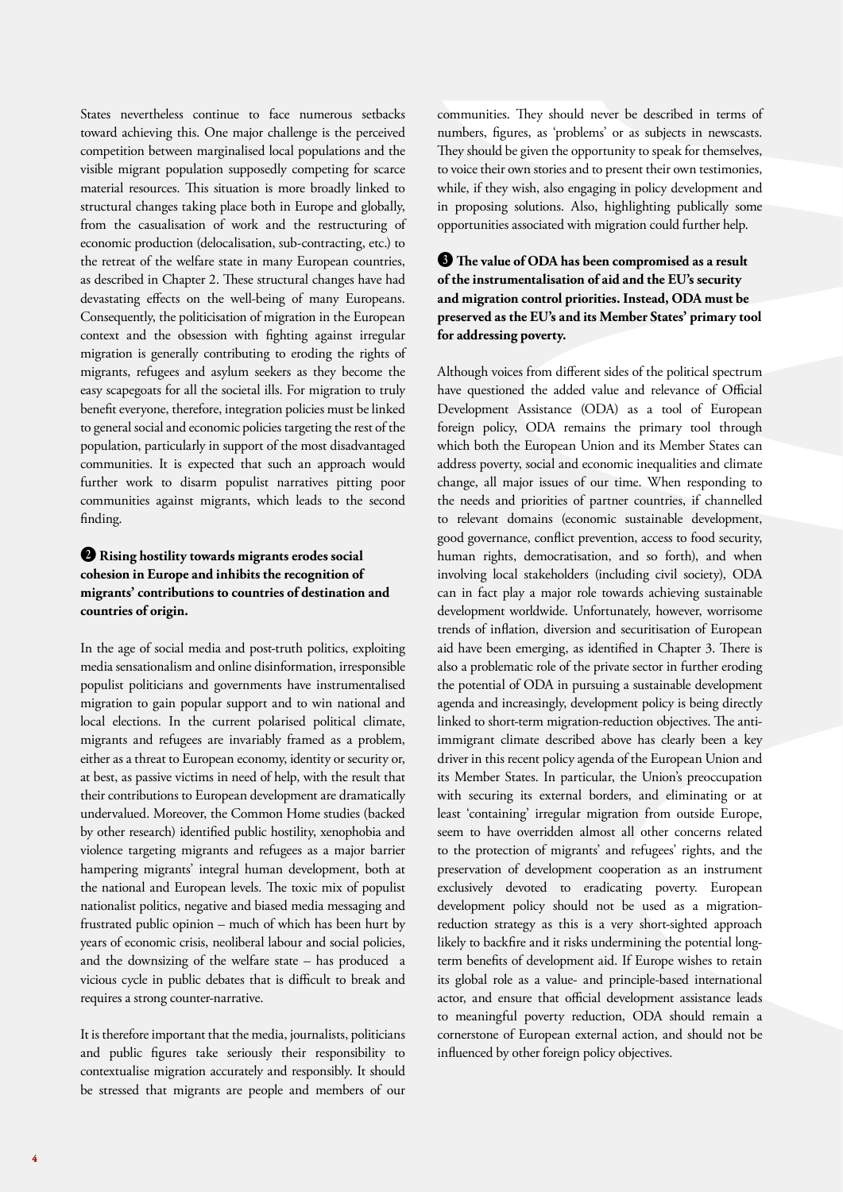States nevertheless continue to face numerous setbacks toward achieving this. One major challenge is the perceived competition between marginalised local populations and the visible migrant population supposedly competing for scarce material resources. This situation is more broadly linked to structural changes taking place both in Europe and globally, from the casualisation of work and the restructuring of economic production (delocalisation, sub-contracting, etc.) to the retreat of the welfare state in many European countries, as described in Chapter 2. These structural changes have had devastating effects on the well-being of many Europeans. Consequently, the politicisation of migration in the European context and the obsession with fighting against irregular migration is generally contributing to eroding the rights of migrants, refugees and asylum seekers as they become the easy scapegoats for all the societal ills. For migration to truly benefit everyone, therefore, integration policies must be linked to general social and economic policies targeting the rest of the population, particularly in support of the most disadvantaged communities. It is expected that such an approach would further work to disarm populist narratives pitting poor communities against migrants, which leads to the second finding.

**❷ Rising hostility towards migrants erodes social cohesion in Europe and inhibits the recognition of migrants' contributions to countries of destination and countries of origin.**

In the age of social media and post-truth politics, exploiting media sensationalism and online disinformation, irresponsible populist politicians and governments have instrumentalised migration to gain popular support and to win national and local elections. In the current polarised political climate, migrants and refugees are invariably framed as a problem, either as a threat to European economy, identity or security or, at best, as passive victims in need of help, with the result that their contributions to European development are dramatically undervalued. Moreover, the Common Home studies (backed by other research) identified public hostility, xenophobia and violence targeting migrants and refugees as a major barrier hampering migrants' integral human development, both at the national and European levels. The toxic mix of populist nationalist politics, negative and biased media messaging and frustrated public opinion – much of which has been hurt by years of economic crisis, neoliberal labour and social policies, and the downsizing of the welfare state – has produced a vicious cycle in public debates that is difficult to break and requires a strong counter-narrative.

It is therefore important that the media, journalists, politicians and public figures take seriously their responsibility to contextualise migration accurately and responsibly. It should be stressed that migrants are people and members of our communities. They should never be described in terms of numbers, figures, as 'problems' or as subjects in newscasts. They should be given the opportunity to speak for themselves, to voice their own stories and to present their own testimonies, while, if they wish, also engaging in policy development and in proposing solutions. Also, highlighting publically some opportunities associated with migration could further help.

**❸ The value of ODA has been compromised as a result of the instrumentalisation of aid and the EU's security and migration control priorities. Instead, ODA must be preserved as the EU's and its Member States' primary tool for addressing poverty.**

Although voices from different sides of the political spectrum have questioned the added value and relevance of Official Development Assistance (ODA) as a tool of European foreign policy, ODA remains the primary tool through which both the European Union and its Member States can address poverty, social and economic inequalities and climate change, all major issues of our time. When responding to the needs and priorities of partner countries, if channelled to relevant domains (economic sustainable development, good governance, conflict prevention, access to food security, human rights, democratisation, and so forth), and when involving local stakeholders (including civil society), ODA can in fact play a major role towards achieving sustainable development worldwide. Unfortunately, however, worrisome trends of inflation, diversion and securitisation of European aid have been emerging, as identified in Chapter 3. There is also a problematic role of the private sector in further eroding the potential of ODA in pursuing a sustainable development agenda and increasingly, development policy is being directly linked to short-term migration-reduction objectives. The anti-immigrant climate described above has clearly been a key driver in this recent policy agenda of the European Union and its Member States. In particular, the Union's preoccupation with securing its external borders, and eliminating or at least 'containing' irregular migration from outside Europe, seem to have overridden almost all other concerns related to the protection of migrants' and refugees' rights, and the preservation of development cooperation as an instrument exclusively devoted to eradicating poverty. European development policy should not be used as a migration-reduction strategy as this is a very short-sighted approach likely to backfire and it risks undermining the potential long-term benefits of development aid. If Europe wishes to retain its global role as a value- and principle-based international actor, and ensure that official development assistance leads to meaningful poverty reduction, ODA should remain a cornerstone of European external action, and should not be influenced by other foreign policy objectives.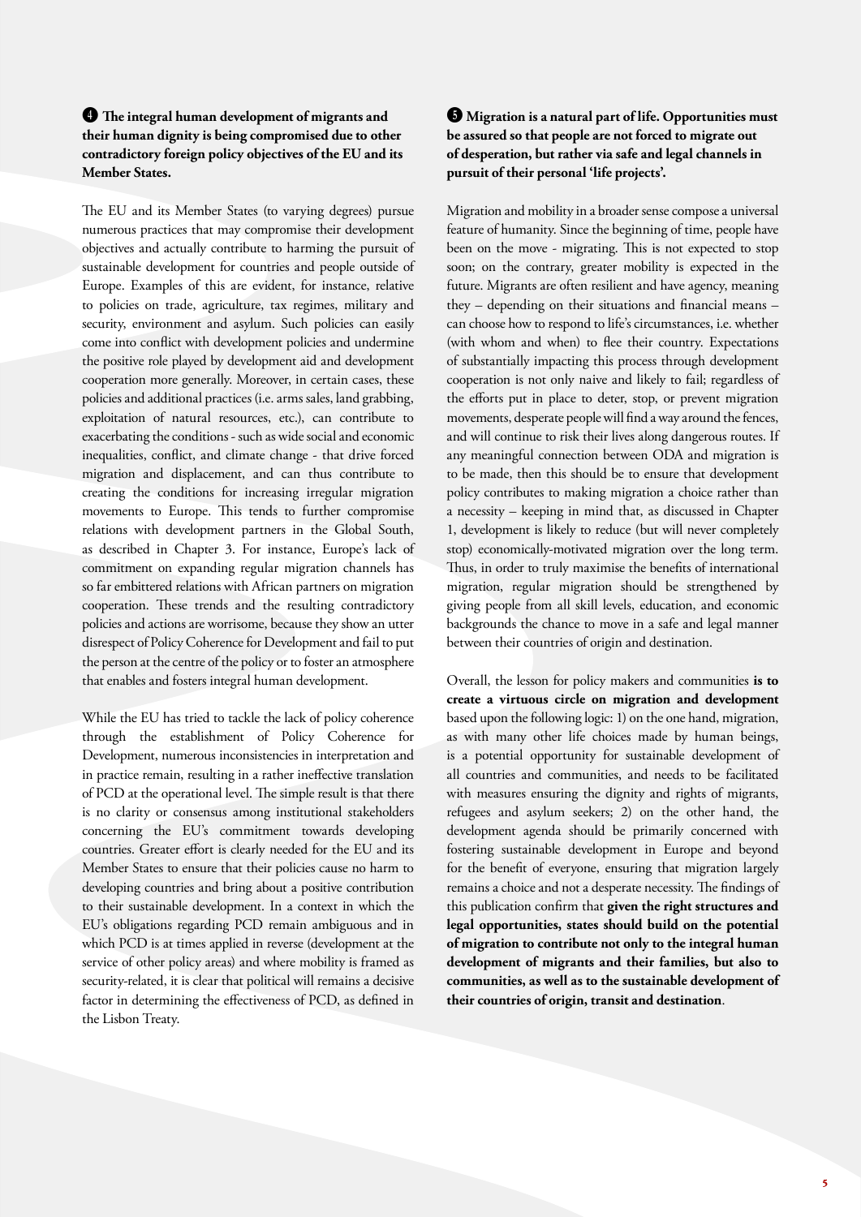### ❹ The integral human development of migrants and their human dignity is being compromised due to other contradictory foreign policy objectives of the EU and its Member States.

The EU and its Member States (to varying degrees) pursue numerous practices that may compromise their development objectives and actually contribute to harming the pursuit of sustainable development for countries and people outside of Europe. Examples of this are evident, for instance, relative to policies on trade, agriculture, tax regimes, military and security, environment and asylum. Such policies can easily come into conflict with development policies and undermine the positive role played by development aid and development cooperation more generally. Moreover, in certain cases, these policies and additional practices (i.e. arms sales, land grabbing, exploitation of natural resources, etc.), can contribute to exacerbating the conditions - such as wide social and economic inequalities, conflict, and climate change - that drive forced migration and displacement, and can thus contribute to creating the conditions for increasing irregular migration movements to Europe. This tends to further compromise relations with development partners in the Global South, as described in Chapter 3. For instance, Europe's lack of commitment on expanding regular migration channels has so far embittered relations with African partners on migration cooperation. These trends and the resulting contradictory policies and actions are worrisome, because they show an utter disrespect of Policy Coherence for Development and fail to put the person at the centre of the policy or to foster an atmosphere that enables and fosters integral human development.

While the EU has tried to tackle the lack of policy coherence through the establishment of Policy Coherence for Development, numerous inconsistencies in interpretation and in practice remain, resulting in a rather ineffective translation of PCD at the operational level. The simple result is that there is no clarity or consensus among institutional stakeholders concerning the EU's commitment towards developing countries. Greater effort is clearly needed for the EU and its Member States to ensure that their policies cause no harm to developing countries and bring about a positive contribution to their sustainable development. In a context in which the EU's obligations regarding PCD remain ambiguous and in which PCD is at times applied in reverse (development at the service of other policy areas) and where mobility is framed as security-related, it is clear that political will remains a decisive factor in determining the effectiveness of PCD, as defined in the Lisbon Treaty.

### ❺ Migration is a natural part of life. Opportunities must be assured so that people are not forced to migrate out of desperation, but rather via safe and legal channels in pursuit of their personal 'life projects'.

Migration and mobility in a broader sense compose a universal feature of humanity. Since the beginning of time, people have been on the move - migrating. This is not expected to stop soon; on the contrary, greater mobility is expected in the future. Migrants are often resilient and have agency, meaning they – depending on their situations and financial means – can choose how to respond to life's circumstances, i.e. whether (with whom and when) to flee their country. Expectations of substantially impacting this process through development cooperation is not only naive and likely to fail; regardless of the efforts put in place to deter, stop, or prevent migration movements, desperate people will find a way around the fences, and will continue to risk their lives along dangerous routes. If any meaningful connection between ODA and migration is to be made, then this should be to ensure that development policy contributes to making migration a choice rather than a necessity – keeping in mind that, as discussed in Chapter 1, development is likely to reduce (but will never completely stop) economically-motivated migration over the long term. Thus, in order to truly maximise the benefits of international migration, regular migration should be strengthened by giving people from all skill levels, education, and economic backgrounds the chance to move in a safe and legal manner between their countries of origin and destination.

Overall, the lesson for policy makers and communities **is to create a virtuous circle on migration and development** based upon the following logic: 1) on the one hand, migration, as with many other life choices made by human beings, is a potential opportunity for sustainable development of all countries and communities, and needs to be facilitated with measures ensuring the dignity and rights of migrants, refugees and asylum seekers; 2) on the other hand, the development agenda should be primarily concerned with fostering sustainable development in Europe and beyond for the benefit of everyone, ensuring that migration largely remains a choice and not a desperate necessity. The findings of this publication confirm that **given the right structures and legal opportunities, states should build on the potential of migration to contribute not only to the integral human development of migrants and their families, but also to communities, as well as to the sustainable development of their countries of origin, transit and destination**.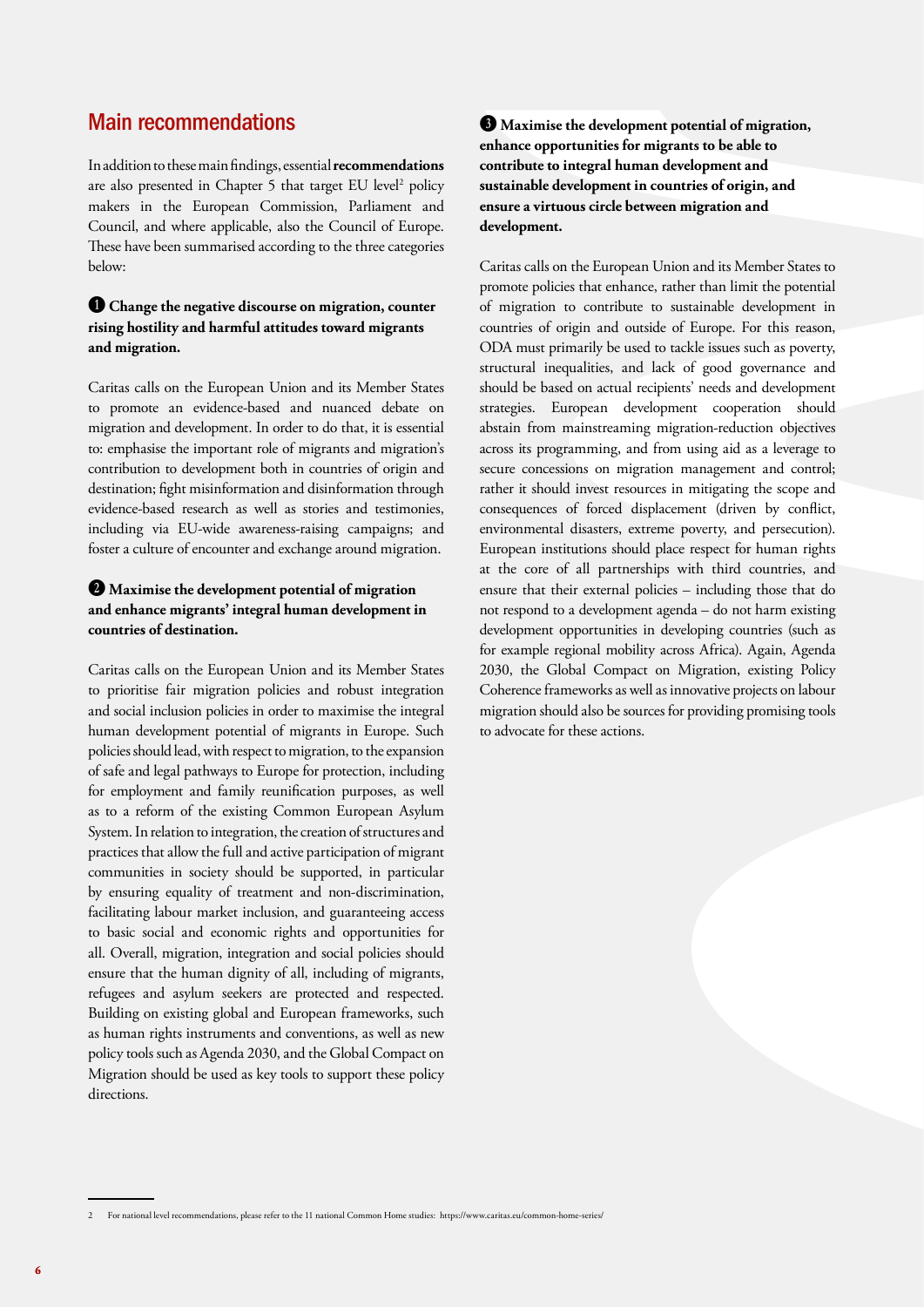## Main recommendations

In addition to these main findings, essential **recommendations** are also presented in Chapter 5 that target EU level[2] policy makers in the European Commission, Parliament and Council, and where applicable, also the Council of Europe. These have been summarised according to the three categories below:

**❶ Change the negative discourse on migration, counter rising hostility and harmful attitudes toward migrants and migration.**

Caritas calls on the European Union and its Member States to promote an evidence-based and nuanced debate on migration and development. In order to do that, it is essential to: emphasise the important role of migrants and migration's contribution to development both in countries of origin and destination; fight misinformation and disinformation through evidence-based research as well as stories and testimonies, including via EU-wide awareness-raising campaigns; and foster a culture of encounter and exchange around migration.

**❷ Maximise the development potential of migration and enhance migrants' integral human development in countries of destination.**

Caritas calls on the European Union and its Member States to prioritise fair migration policies and robust integration and social inclusion policies in order to maximise the integral human development potential of migrants in Europe. Such policies should lead, with respect to migration, to the expansion of safe and legal pathways to Europe for protection, including for employment and family reunification purposes, as well as to a reform of the existing Common European Asylum System. In relation to integration, the creation of structures and practices that allow the full and active participation of migrant communities in society should be supported, in particular by ensuring equality of treatment and non-discrimination, facilitating labour market inclusion, and guaranteeing access to basic social and economic rights and opportunities for all. Overall, migration, integration and social policies should ensure that the human dignity of all, including of migrants, refugees and asylum seekers are protected and respected. Building on existing global and European frameworks, such as human rights instruments and conventions, as well as new policy tools such as Agenda 2030, and the Global Compact on Migration should be used as key tools to support these policy directions.

**❸ Maximise the development potential of migration, enhance opportunities for migrants to be able to contribute to integral human development and sustainable development in countries of origin, and ensure a virtuous circle between migration and development.**

Caritas calls on the European Union and its Member States to promote policies that enhance, rather than limit the potential of migration to contribute to sustainable development in countries of origin and outside of Europe. For this reason, ODA must primarily be used to tackle issues such as poverty, structural inequalities, and lack of good governance and should be based on actual recipients' needs and development strategies. European development cooperation should abstain from mainstreaming migration-reduction objectives across its programming, and from using aid as a leverage to secure concessions on migration management and control; rather it should invest resources in mitigating the scope and consequences of forced displacement (driven by conflict, environmental disasters, extreme poverty, and persecution). European institutions should place respect for human rights at the core of all partnerships with third countries, and ensure that their external policies – including those that do not respond to a development agenda – do not harm existing development opportunities in developing countries (such as for example regional mobility across Africa). Again, Agenda 2030, the Global Compact on Migration, existing Policy Coherence frameworks as well as innovative projects on labour migration should also be sources for providing promising tools to advocate for these actions.

---

2 For national level recommendations, please refer to the 11 national Common Home studies: https://www.caritas.eu/common-home-series/